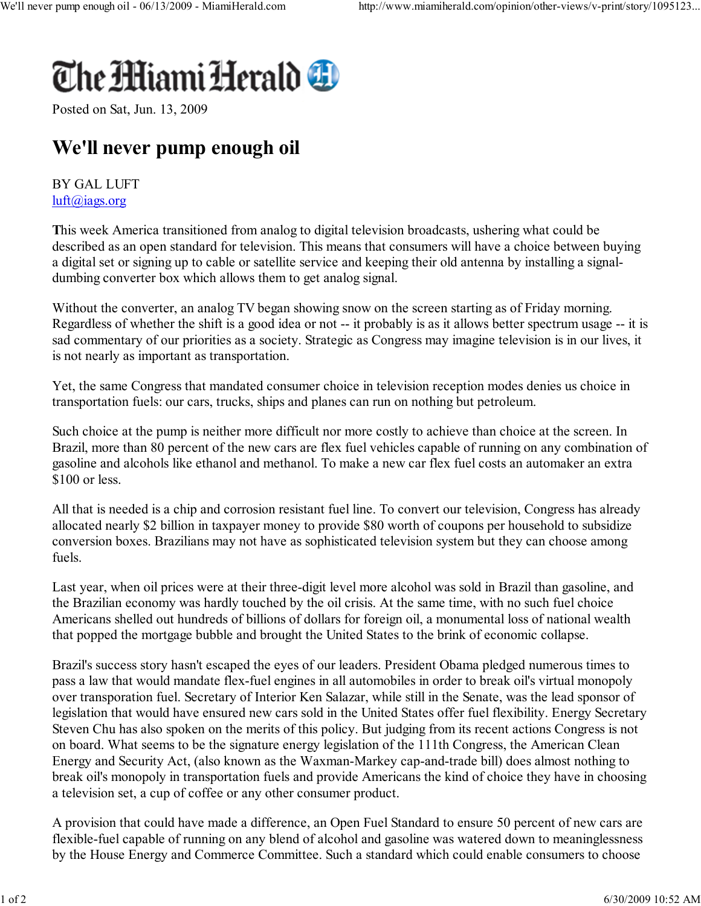# The Miami Herald

Posted on Sat, Jun. 13, 2009

## We'll never pump enough oil

BY GAL LUFT
luft@iags.org

This week America transitioned from analog to digital television broadcasts, ushering what could be described as an open standard for television. This means that consumers will have a choice between buying a digital set or signing up to cable or satellite service and keeping their old antenna by installing a signal-dumbing converter box which allows them to get analog signal.

Without the converter, an analog TV began showing snow on the screen starting as of Friday morning. Regardless of whether the shift is a good idea or not -- it probably is as it allows better spectrum usage -- it is sad commentary of our priorities as a society. Strategic as Congress may imagine television is in our lives, it is not nearly as important as transportation.

Yet, the same Congress that mandated consumer choice in television reception modes denies us choice in transportation fuels: our cars, trucks, ships and planes can run on nothing but petroleum.

Such choice at the pump is neither more difficult nor more costly to achieve than choice at the screen. In Brazil, more than 80 percent of the new cars are flex fuel vehicles capable of running on any combination of gasoline and alcohols like ethanol and methanol. To make a new car flex fuel costs an automaker an extra $100 or less.

All that is needed is a chip and corrosion resistant fuel line. To convert our television, Congress has already allocated nearly $2 billion in taxpayer money to provide $80 worth of coupons per household to subsidize conversion boxes. Brazilians may not have as sophisticated television system but they can choose among fuels.

Last year, when oil prices were at their three-digit level more alcohol was sold in Brazil than gasoline, and the Brazilian economy was hardly touched by the oil crisis. At the same time, with no such fuel choice Americans shelled out hundreds of billions of dollars for foreign oil, a monumental loss of national wealth that popped the mortgage bubble and brought the United States to the brink of economic collapse.

Brazil's success story hasn't escaped the eyes of our leaders. President Obama pledged numerous times to pass a law that would mandate flex-fuel engines in all automobiles in order to break oil's virtual monopoly over transporation fuel. Secretary of Interior Ken Salazar, while still in the Senate, was the lead sponsor of legislation that would have ensured new cars sold in the United States offer fuel flexibility. Energy Secretary Steven Chu has also spoken on the merits of this policy. But judging from its recent actions Congress is not on board. What seems to be the signature energy legislation of the 111th Congress, the American Clean Energy and Security Act, (also known as the Waxman-Markey cap-and-trade bill) does almost nothing to break oil's monopoly in transportation fuels and provide Americans the kind of choice they have in choosing a television set, a cup of coffee or any other consumer product.

A provision that could have made a difference, an Open Fuel Standard to ensure 50 percent of new cars are flexible-fuel capable of running on any blend of alcohol and gasoline was watered down to meaninglessness by the House Energy and Commerce Committee. Such a standard which could enable consumers to choose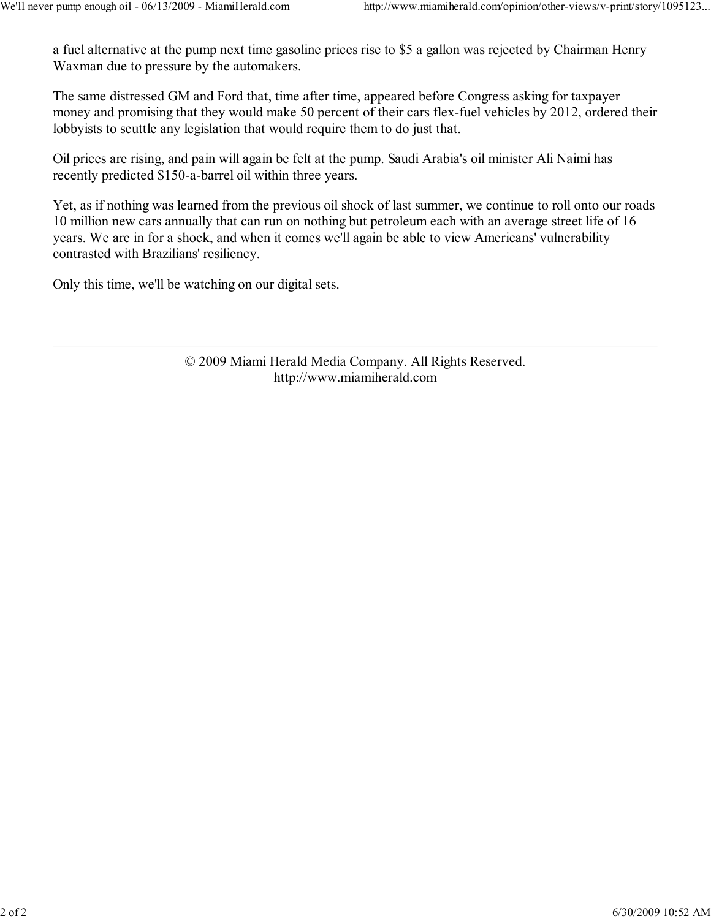a fuel alternative at the pump next time gasoline prices rise to $5 a gallon was rejected by Chairman Henry Waxman due to pressure by the automakers.

The same distressed GM and Ford that, time after time, appeared before Congress asking for taxpayer money and promising that they would make 50 percent of their cars flex-fuel vehicles by 2012, ordered their lobbyists to scuttle any legislation that would require them to do just that.

Oil prices are rising, and pain will again be felt at the pump. Saudi Arabia's oil minister Ali Naimi has recently predicted $150-a-barrel oil within three years.

Yet, as if nothing was learned from the previous oil shock of last summer, we continue to roll onto our roads 10 million new cars annually that can run on nothing but petroleum each with an average street life of 16 years. We are in for a shock, and when it comes we'll again be able to view Americans' vulnerability contrasted with Brazilians' resiliency.

Only this time, we'll be watching on our digital sets.

---

© 2009 Miami Herald Media Company. All Rights Reserved.
http://www.miamiherald.com